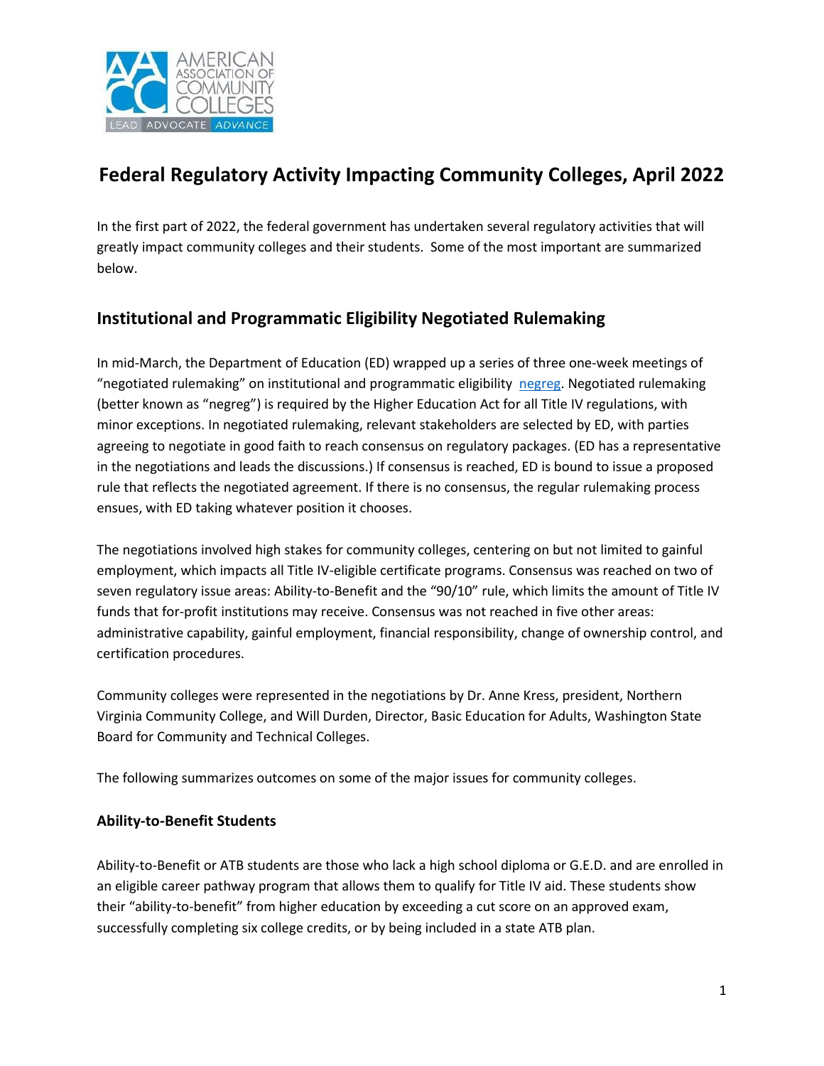# Federal Regulatory Activity Impacting Community Colleges, April 2022

In the first part of 2022, the federal government has undertaken several regulatory activities that will greatly impact community colleges and their students. Some of the most important are summarized below.

## Institutional and Programmatic Eligibility Negotiated Rulemaking

In mid-March, the Department of Education (ED) wrapped up a series of three one-week meetings of "negotiated rulemaking" on institutional and programmatic eligibility negreg. Negotiated rulemaking (better known as "negreg") is required by the Higher Education Act for all Title IV regulations, with minor exceptions. In negotiated rulemaking, relevant stakeholders are selected by ED, with parties agreeing to negotiate in good faith to reach consensus on regulatory packages. (ED has a representative in the negotiations and leads the discussions.) If consensus is reached, ED is bound to issue a proposed rule that reflects the negotiated agreement. If there is no consensus, the regular rulemaking process ensues, with ED taking whatever position it chooses.

The negotiations involved high stakes for community colleges, centering on but not limited to gainful employment, which impacts all Title IV-eligible certificate programs. Consensus was reached on two of seven regulatory issue areas: Ability-to-Benefit and the "90/10" rule, which limits the amount of Title IV funds that for-profit institutions may receive. Consensus was not reached in five other areas: administrative capability, gainful employment, financial responsibility, change of ownership control, and certification procedures.

Community colleges were represented in the negotiations by Dr. Anne Kress, president, Northern Virginia Community College, and Will Durden, Director, Basic Education for Adults, Washington State Board for Community and Technical Colleges.

The following summarizes outcomes on some of the major issues for community colleges.

### Ability-to-Benefit Students

Ability-to-Benefit or ATB students are those who lack a high school diploma or G.E.D. and are enrolled in an eligible career pathway program that allows them to qualify for Title IV aid. These students show their "ability-to-benefit" from higher education by exceeding a cut score on an approved exam, successfully completing six college credits, or by being included in a state ATB plan.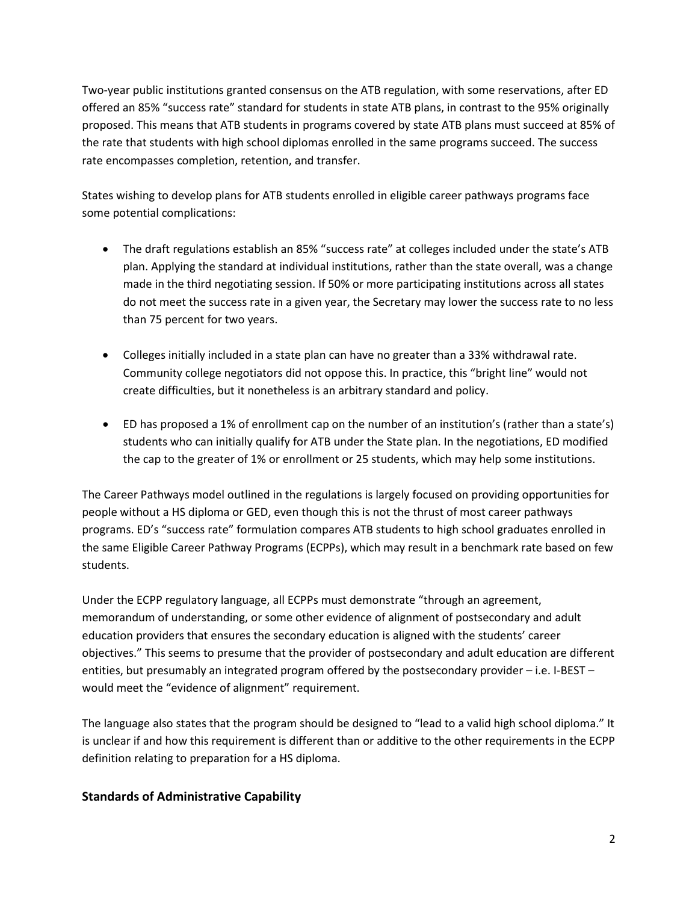Two-year public institutions granted consensus on the ATB regulation, with some reservations, after ED offered an 85% "success rate" standard for students in state ATB plans, in contrast to the 95% originally proposed. This means that ATB students in programs covered by state ATB plans must succeed at 85% of the rate that students with high school diplomas enrolled in the same programs succeed. The success rate encompasses completion, retention, and transfer.

States wishing to develop plans for ATB students enrolled in eligible career pathways programs face some potential complications:

- The draft regulations establish an 85% "success rate" at colleges included under the state's ATB plan. Applying the standard at individual institutions, rather than the state overall, was a change made in the third negotiating session. If 50% or more participating institutions across all states do not meet the success rate in a given year, the Secretary may lower the success rate to no less than 75 percent for two years.

- Colleges initially included in a state plan can have no greater than a 33% withdrawal rate. Community college negotiators did not oppose this. In practice, this "bright line" would not create difficulties, but it nonetheless is an arbitrary standard and policy.

- ED has proposed a 1% of enrollment cap on the number of an institution's (rather than a state's) students who can initially qualify for ATB under the State plan. In the negotiations, ED modified the cap to the greater of 1% or enrollment or 25 students, which may help some institutions.

The Career Pathways model outlined in the regulations is largely focused on providing opportunities for people without a HS diploma or GED, even though this is not the thrust of most career pathways programs. ED's "success rate" formulation compares ATB students to high school graduates enrolled in the same Eligible Career Pathway Programs (ECPPs), which may result in a benchmark rate based on few students.

Under the ECPP regulatory language, all ECPPs must demonstrate "through an agreement, memorandum of understanding, or some other evidence of alignment of postsecondary and adult education providers that ensures the secondary education is aligned with the students' career objectives." This seems to presume that the provider of postsecondary and adult education are different entities, but presumably an integrated program offered by the postsecondary provider – i.e. I-BEST – would meet the "evidence of alignment" requirement.

The language also states that the program should be designed to "lead to a valid high school diploma." It is unclear if and how this requirement is different than or additive to the other requirements in the ECPP definition relating to preparation for a HS diploma.

## Standards of Administrative Capability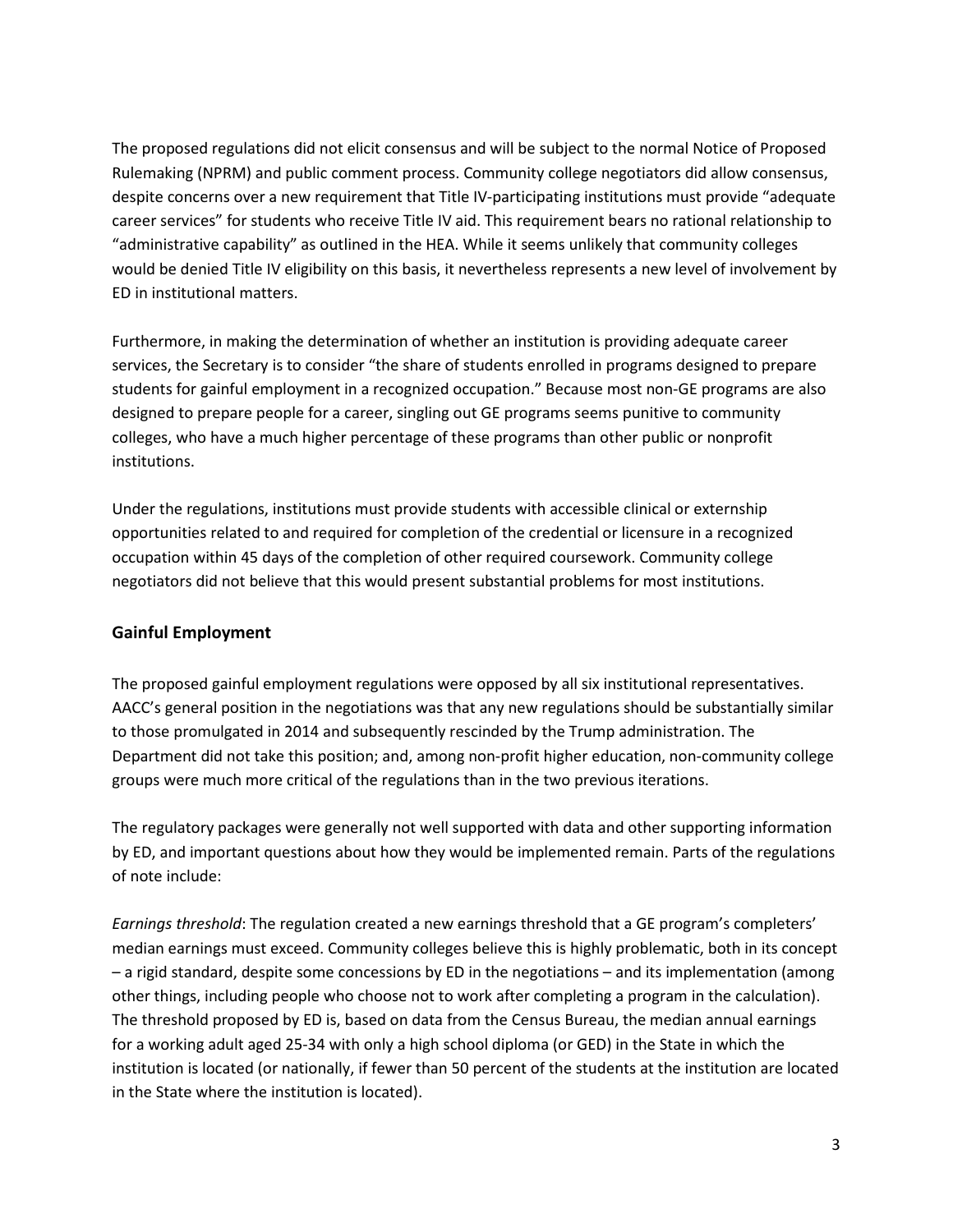The proposed regulations did not elicit consensus and will be subject to the normal Notice of Proposed Rulemaking (NPRM) and public comment process. Community college negotiators did allow consensus, despite concerns over a new requirement that Title IV-participating institutions must provide "adequate career services" for students who receive Title IV aid. This requirement bears no rational relationship to "administrative capability" as outlined in the HEA. While it seems unlikely that community colleges would be denied Title IV eligibility on this basis, it nevertheless represents a new level of involvement by ED in institutional matters.

Furthermore, in making the determination of whether an institution is providing adequate career services, the Secretary is to consider "the share of students enrolled in programs designed to prepare students for gainful employment in a recognized occupation." Because most non-GE programs are also designed to prepare people for a career, singling out GE programs seems punitive to community colleges, who have a much higher percentage of these programs than other public or nonprofit institutions.

Under the regulations, institutions must provide students with accessible clinical or externship opportunities related to and required for completion of the credential or licensure in a recognized occupation within 45 days of the completion of other required coursework. Community college negotiators did not believe that this would present substantial problems for most institutions.

## Gainful Employment

The proposed gainful employment regulations were opposed by all six institutional representatives. AACC's general position in the negotiations was that any new regulations should be substantially similar to those promulgated in 2014 and subsequently rescinded by the Trump administration. The Department did not take this position; and, among non-profit higher education, non-community college groups were much more critical of the regulations than in the two previous iterations.

The regulatory packages were generally not well supported with data and other supporting information by ED, and important questions about how they would be implemented remain. Parts of the regulations of note include:

*Earnings threshold*: The regulation created a new earnings threshold that a GE program's completers' median earnings must exceed. Community colleges believe this is highly problematic, both in its concept – a rigid standard, despite some concessions by ED in the negotiations – and its implementation (among other things, including people who choose not to work after completing a program in the calculation). The threshold proposed by ED is, based on data from the Census Bureau, the median annual earnings for a working adult aged 25-34 with only a high school diploma (or GED) in the State in which the institution is located (or nationally, if fewer than 50 percent of the students at the institution are located in the State where the institution is located).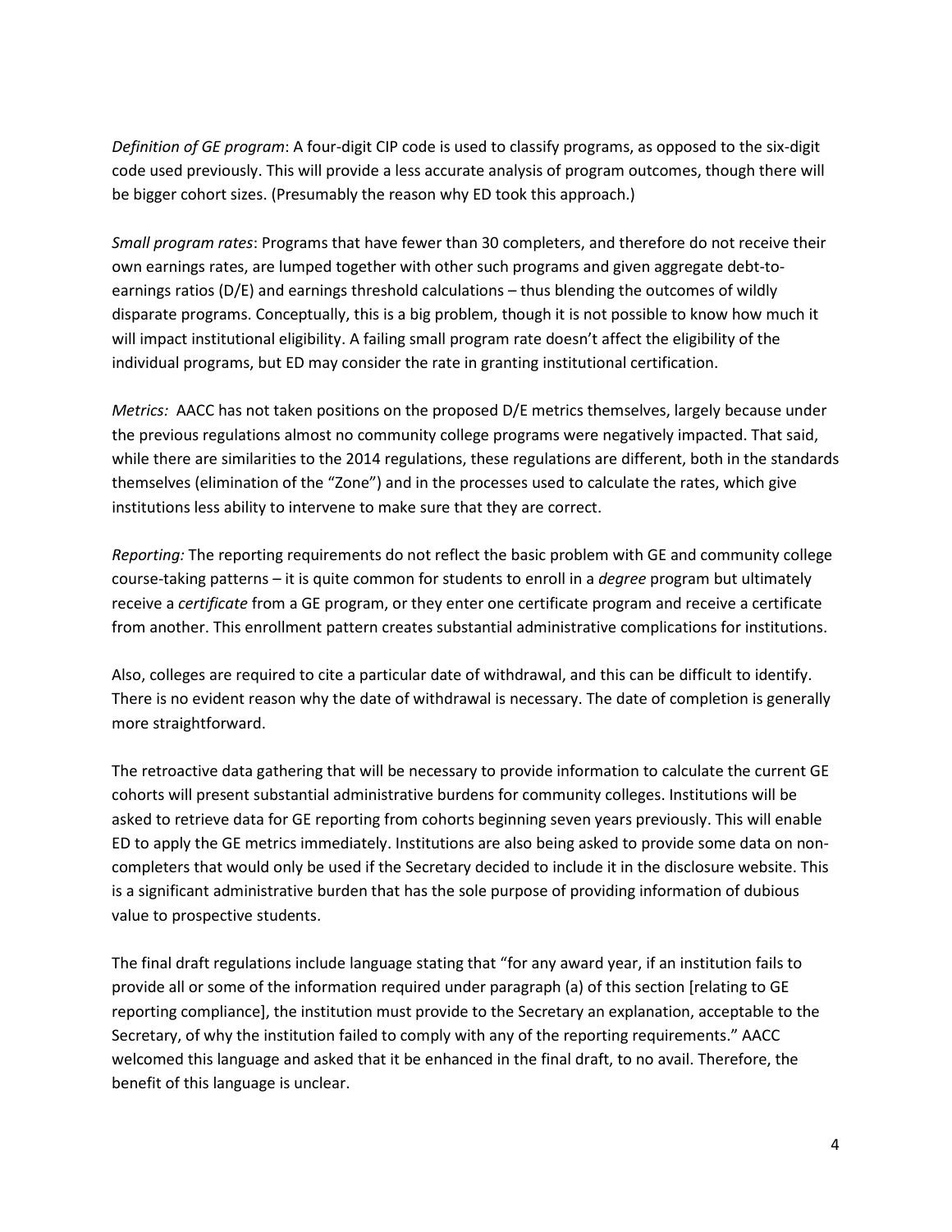*Definition of GE program*: A four-digit CIP code is used to classify programs, as opposed to the six-digit code used previously. This will provide a less accurate analysis of program outcomes, though there will be bigger cohort sizes. (Presumably the reason why ED took this approach.)

*Small program rates*: Programs that have fewer than 30 completers, and therefore do not receive their own earnings rates, are lumped together with other such programs and given aggregate debt-to-earnings ratios (D/E) and earnings threshold calculations – thus blending the outcomes of wildly disparate programs. Conceptually, this is a big problem, though it is not possible to know how much it will impact institutional eligibility. A failing small program rate doesn't affect the eligibility of the individual programs, but ED may consider the rate in granting institutional certification.

*Metrics:* AACC has not taken positions on the proposed D/E metrics themselves, largely because under the previous regulations almost no community college programs were negatively impacted. That said, while there are similarities to the 2014 regulations, these regulations are different, both in the standards themselves (elimination of the "Zone") and in the processes used to calculate the rates, which give institutions less ability to intervene to make sure that they are correct.

*Reporting:* The reporting requirements do not reflect the basic problem with GE and community college course-taking patterns – it is quite common for students to enroll in a *degree* program but ultimately receive a *certificate* from a GE program, or they enter one certificate program and receive a certificate from another. This enrollment pattern creates substantial administrative complications for institutions.

Also, colleges are required to cite a particular date of withdrawal, and this can be difficult to identify. There is no evident reason why the date of withdrawal is necessary. The date of completion is generally more straightforward.

The retroactive data gathering that will be necessary to provide information to calculate the current GE cohorts will present substantial administrative burdens for community colleges. Institutions will be asked to retrieve data for GE reporting from cohorts beginning seven years previously. This will enable ED to apply the GE metrics immediately. Institutions are also being asked to provide some data on non-completers that would only be used if the Secretary decided to include it in the disclosure website. This is a significant administrative burden that has the sole purpose of providing information of dubious value to prospective students.

The final draft regulations include language stating that "for any award year, if an institution fails to provide all or some of the information required under paragraph (a) of this section [relating to GE reporting compliance], the institution must provide to the Secretary an explanation, acceptable to the Secretary, of why the institution failed to comply with any of the reporting requirements." AACC welcomed this language and asked that it be enhanced in the final draft, to no avail. Therefore, the benefit of this language is unclear.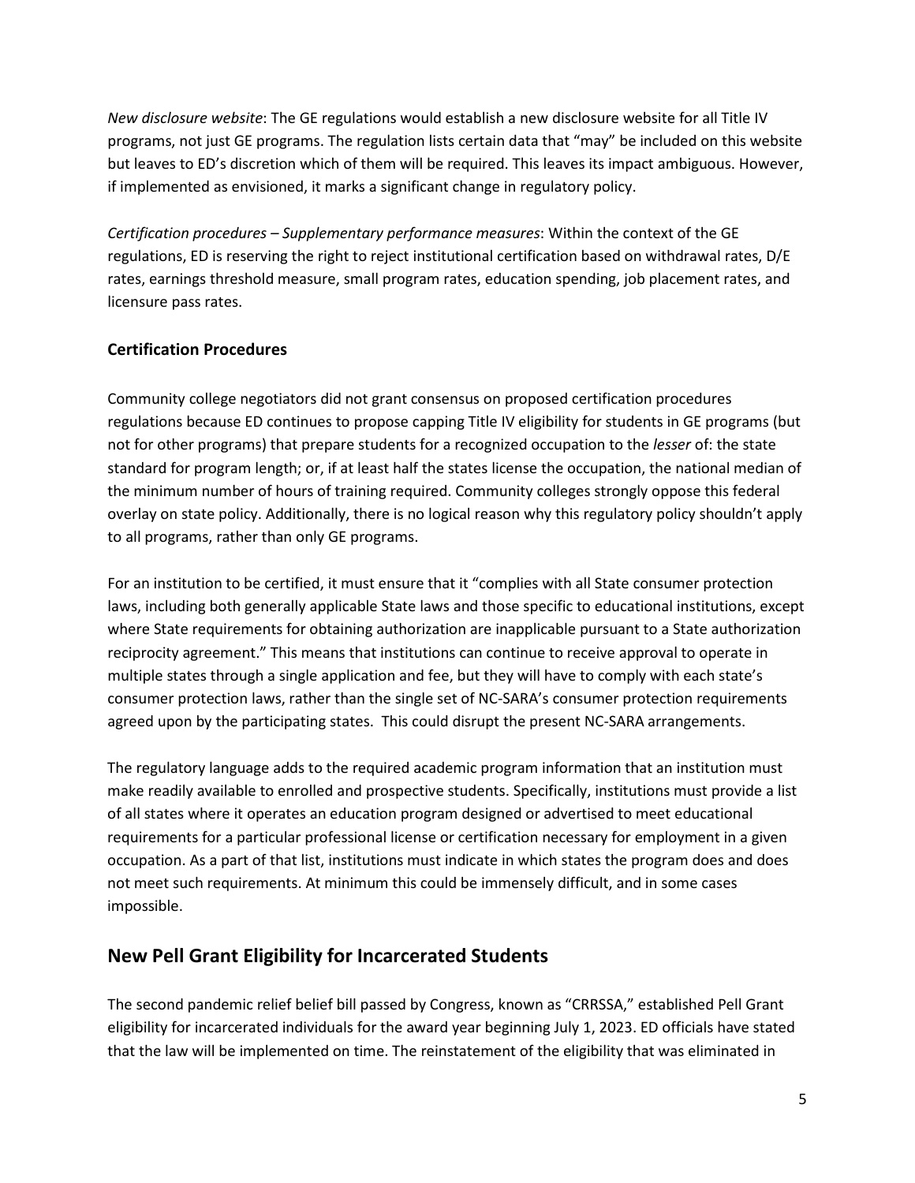*New disclosure website*: The GE regulations would establish a new disclosure website for all Title IV programs, not just GE programs. The regulation lists certain data that "may" be included on this website but leaves to ED's discretion which of them will be required. This leaves its impact ambiguous. However, if implemented as envisioned, it marks a significant change in regulatory policy.

*Certification procedures – Supplementary performance measures*: Within the context of the GE regulations, ED is reserving the right to reject institutional certification based on withdrawal rates, D/E rates, earnings threshold measure, small program rates, education spending, job placement rates, and licensure pass rates.

### Certification Procedures

Community college negotiators did not grant consensus on proposed certification procedures regulations because ED continues to propose capping Title IV eligibility for students in GE programs (but not for other programs) that prepare students for a recognized occupation to the *lesser* of: the state standard for program length; or, if at least half the states license the occupation, the national median of the minimum number of hours of training required. Community colleges strongly oppose this federal overlay on state policy. Additionally, there is no logical reason why this regulatory policy shouldn't apply to all programs, rather than only GE programs.

For an institution to be certified, it must ensure that it "complies with all State consumer protection laws, including both generally applicable State laws and those specific to educational institutions, except where State requirements for obtaining authorization are inapplicable pursuant to a State authorization reciprocity agreement." This means that institutions can continue to receive approval to operate in multiple states through a single application and fee, but they will have to comply with each state's consumer protection laws, rather than the single set of NC-SARA's consumer protection requirements agreed upon by the participating states. This could disrupt the present NC-SARA arrangements.

The regulatory language adds to the required academic program information that an institution must make readily available to enrolled and prospective students. Specifically, institutions must provide a list of all states where it operates an education program designed or advertised to meet educational requirements for a particular professional license or certification necessary for employment in a given occupation. As a part of that list, institutions must indicate in which states the program does and does not meet such requirements. At minimum this could be immensely difficult, and in some cases impossible.

## New Pell Grant Eligibility for Incarcerated Students

The second pandemic relief belief bill passed by Congress, known as "CRRSSA," established Pell Grant eligibility for incarcerated individuals for the award year beginning July 1, 2023. ED officials have stated that the law will be implemented on time. The reinstatement of the eligibility that was eliminated in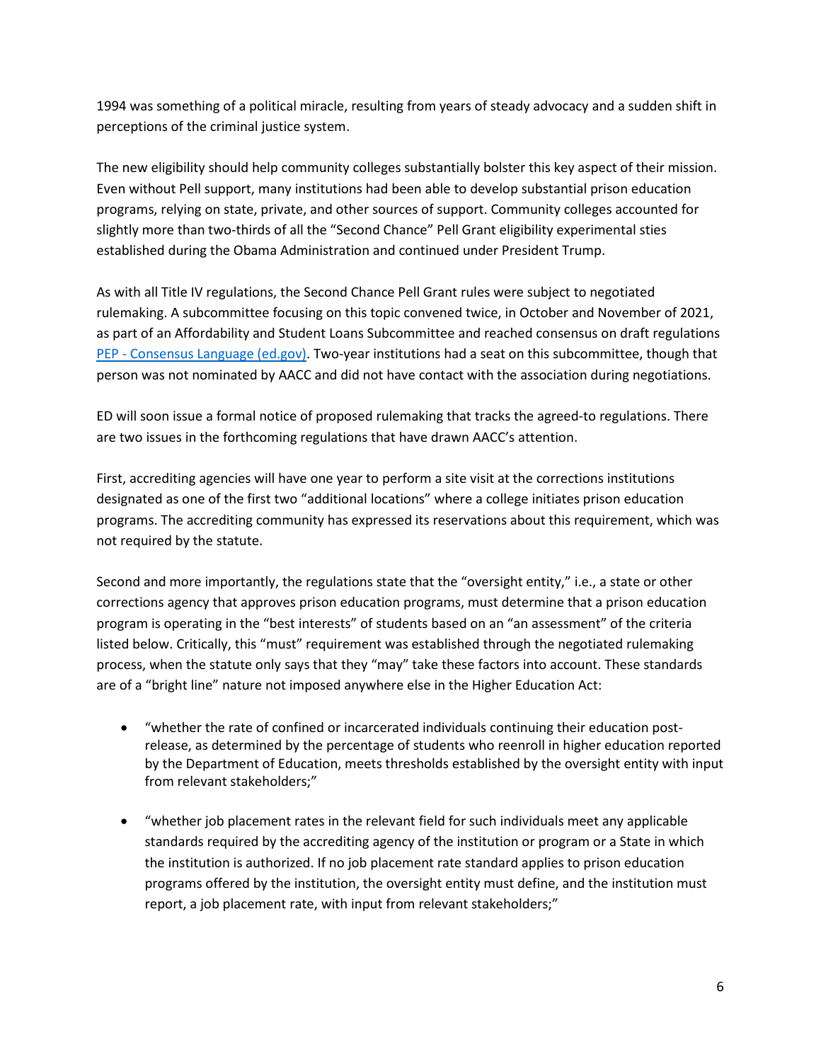1994 was something of a political miracle, resulting from years of steady advocacy and a sudden shift in perceptions of the criminal justice system.

The new eligibility should help community colleges substantially bolster this key aspect of their mission. Even without Pell support, many institutions had been able to develop substantial prison education programs, relying on state, private, and other sources of support. Community colleges accounted for slightly more than two-thirds of all the "Second Chance" Pell Grant eligibility experimental sties established during the Obama Administration and continued under President Trump.

As with all Title IV regulations, the Second Chance Pell Grant rules were subject to negotiated rulemaking. A subcommittee focusing on this topic convened twice, in October and November of 2021, as part of an Affordability and Student Loans Subcommittee and reached consensus on draft regulations [PEP - Consensus Language (ed.gov)](). Two-year institutions had a seat on this subcommittee, though that person was not nominated by AACC and did not have contact with the association during negotiations.

ED will soon issue a formal notice of proposed rulemaking that tracks the agreed-to regulations. There are two issues in the forthcoming regulations that have drawn AACC's attention.

First, accrediting agencies will have one year to perform a site visit at the corrections institutions designated as one of the first two "additional locations" where a college initiates prison education programs. The accrediting community has expressed its reservations about this requirement, which was not required by the statute.

Second and more importantly, the regulations state that the "oversight entity," i.e., a state or other corrections agency that approves prison education programs, must determine that a prison education program is operating in the "best interests" of students based on an "an assessment" of the criteria listed below. Critically, this "must" requirement was established through the negotiated rulemaking process, when the statute only says that they "may" take these factors into account. These standards are of a "bright line" nature not imposed anywhere else in the Higher Education Act:

- "whether the rate of confined or incarcerated individuals continuing their education post-release, as determined by the percentage of students who reenroll in higher education reported by the Department of Education, meets thresholds established by the oversight entity with input from relevant stakeholders;"

- "whether job placement rates in the relevant field for such individuals meet any applicable standards required by the accrediting agency of the institution or program or a State in which the institution is authorized. If no job placement rate standard applies to prison education programs offered by the institution, the oversight entity must define, and the institution must report, a job placement rate, with input from relevant stakeholders;"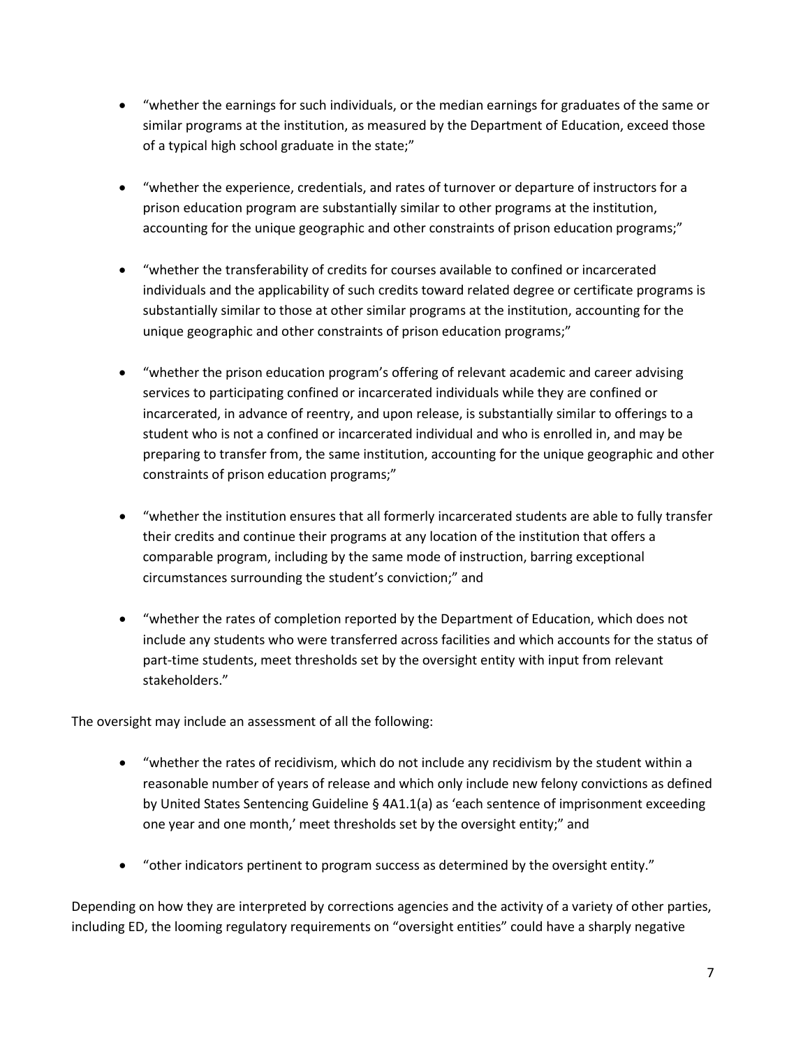- "whether the earnings for such individuals, or the median earnings for graduates of the same or similar programs at the institution, as measured by the Department of Education, exceed those of a typical high school graduate in the state;"

- "whether the experience, credentials, and rates of turnover or departure of instructors for a prison education program are substantially similar to other programs at the institution, accounting for the unique geographic and other constraints of prison education programs;"

- "whether the transferability of credits for courses available to confined or incarcerated individuals and the applicability of such credits toward related degree or certificate programs is substantially similar to those at other similar programs at the institution, accounting for the unique geographic and other constraints of prison education programs;"

- "whether the prison education program's offering of relevant academic and career advising services to participating confined or incarcerated individuals while they are confined or incarcerated, in advance of reentry, and upon release, is substantially similar to offerings to a student who is not a confined or incarcerated individual and who is enrolled in, and may be preparing to transfer from, the same institution, accounting for the unique geographic and other constraints of prison education programs;"

- "whether the institution ensures that all formerly incarcerated students are able to fully transfer their credits and continue their programs at any location of the institution that offers a comparable program, including by the same mode of instruction, barring exceptional circumstances surrounding the student's conviction;" and

- "whether the rates of completion reported by the Department of Education, which does not include any students who were transferred across facilities and which accounts for the status of part-time students, meet thresholds set by the oversight entity with input from relevant stakeholders."

The oversight may include an assessment of all the following:

- "whether the rates of recidivism, which do not include any recidivism by the student within a reasonable number of years of release and which only include new felony convictions as defined by United States Sentencing Guideline § 4A1.1(a) as 'each sentence of imprisonment exceeding one year and one month,' meet thresholds set by the oversight entity;" and

- "other indicators pertinent to program success as determined by the oversight entity."

Depending on how they are interpreted by corrections agencies and the activity of a variety of other parties, including ED, the looming regulatory requirements on "oversight entities" could have a sharply negative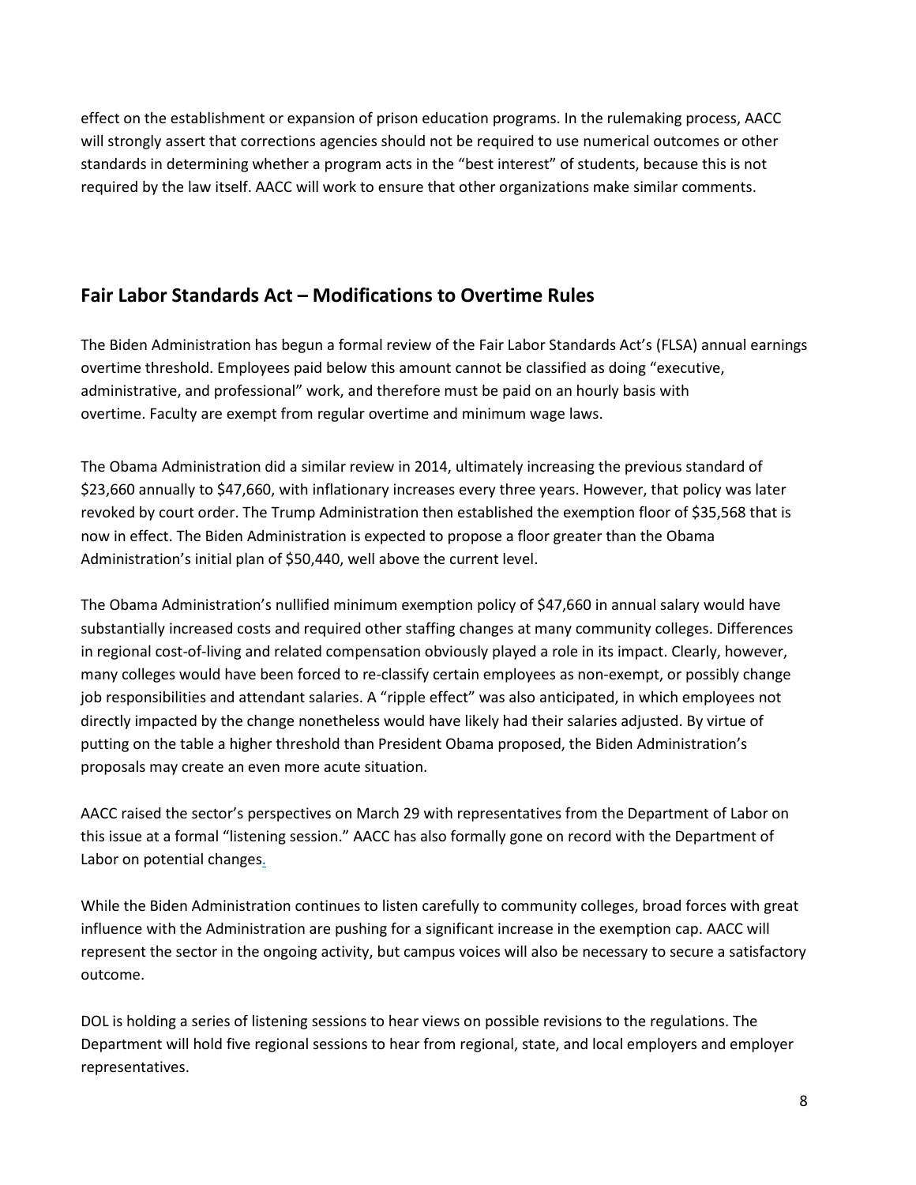effect on the establishment or expansion of prison education programs. In the rulemaking process, AACC will strongly assert that corrections agencies should not be required to use numerical outcomes or other standards in determining whether a program acts in the "best interest" of students, because this is not required by the law itself. AACC will work to ensure that other organizations make similar comments.

## Fair Labor Standards Act – Modifications to Overtime Rules

The Biden Administration has begun a formal review of the Fair Labor Standards Act's (FLSA) annual earnings overtime threshold. Employees paid below this amount cannot be classified as doing "executive, administrative, and professional" work, and therefore must be paid on an hourly basis with overtime. Faculty are exempt from regular overtime and minimum wage laws.

The Obama Administration did a similar review in 2014, ultimately increasing the previous standard of $23,660 annually to $47,660, with inflationary increases every three years. However, that policy was later revoked by court order. The Trump Administration then established the exemption floor of $35,568 that is now in effect. The Biden Administration is expected to propose a floor greater than the Obama Administration's initial plan of $50,440, well above the current level.

The Obama Administration's nullified minimum exemption policy of $47,660 in annual salary would have substantially increased costs and required other staffing changes at many community colleges. Differences in regional cost-of-living and related compensation obviously played a role in its impact. Clearly, however, many colleges would have been forced to re-classify certain employees as non-exempt, or possibly change job responsibilities and attendant salaries. A "ripple effect" was also anticipated, in which employees not directly impacted by the change nonetheless would have likely had their salaries adjusted. By virtue of putting on the table a higher threshold than President Obama proposed, the Biden Administration's proposals may create an even more acute situation.

AACC raised the sector's perspectives on March 29 with representatives from the Department of Labor on this issue at a formal "listening session." AACC has also formally gone on record with the Department of Labor on potential changes.

While the Biden Administration continues to listen carefully to community colleges, broad forces with great influence with the Administration are pushing for a significant increase in the exemption cap. AACC will represent the sector in the ongoing activity, but campus voices will also be necessary to secure a satisfactory outcome.

DOL is holding a series of listening sessions to hear views on possible revisions to the regulations. The Department will hold five regional sessions to hear from regional, state, and local employers and employer representatives.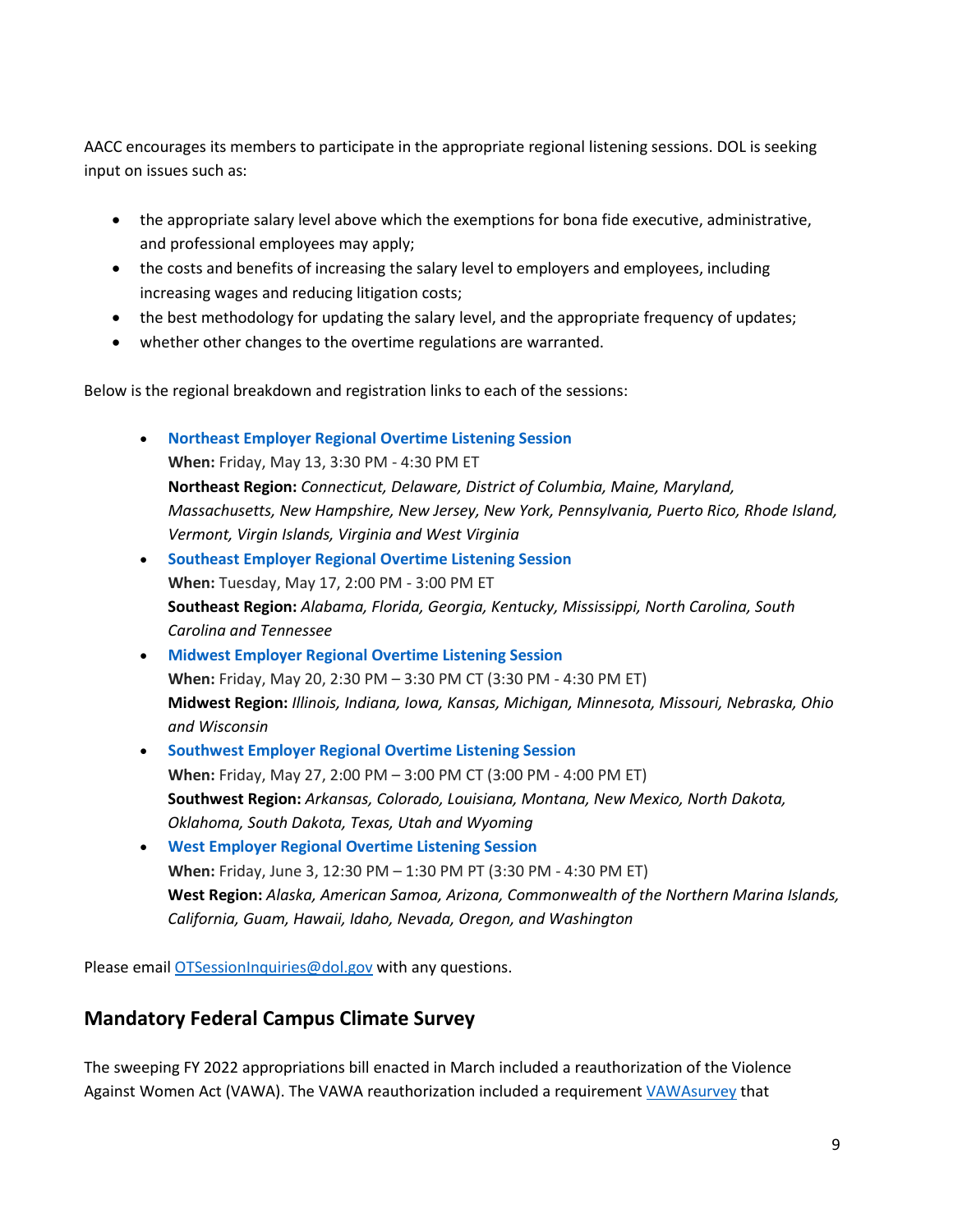AACC encourages its members to participate in the appropriate regional listening sessions. DOL is seeking input on issues such as:

- the appropriate salary level above which the exemptions for bona fide executive, administrative, and professional employees may apply;
- the costs and benefits of increasing the salary level to employers and employees, including increasing wages and reducing litigation costs;
- the best methodology for updating the salary level, and the appropriate frequency of updates;
- whether other changes to the overtime regulations are warranted.

Below is the regional breakdown and registration links to each of the sessions:

- **Northeast Employer Regional Overtime Listening Session**
  **When:** Friday, May 13, 3:30 PM - 4:30 PM ET
  **Northeast Region:** *Connecticut, Delaware, District of Columbia, Maine, Maryland, Massachusetts, New Hampshire, New Jersey, New York, Pennsylvania, Puerto Rico, Rhode Island, Vermont, Virgin Islands, Virginia and West Virginia*
- **Southeast Employer Regional Overtime Listening Session**
  **When:** Tuesday, May 17, 2:00 PM - 3:00 PM ET
  **Southeast Region:** *Alabama, Florida, Georgia, Kentucky, Mississippi, North Carolina, South Carolina and Tennessee*
- **Midwest Employer Regional Overtime Listening Session**
  **When:** Friday, May 20, 2:30 PM – 3:30 PM CT (3:30 PM - 4:30 PM ET)
  **Midwest Region:** *Illinois, Indiana, Iowa, Kansas, Michigan, Minnesota, Missouri, Nebraska, Ohio and Wisconsin*
- **Southwest Employer Regional Overtime Listening Session**
  **When:** Friday, May 27, 2:00 PM – 3:00 PM CT (3:00 PM - 4:00 PM ET)
  **Southwest Region:** *Arkansas, Colorado, Louisiana, Montana, New Mexico, North Dakota, Oklahoma, South Dakota, Texas, Utah and Wyoming*
- **West Employer Regional Overtime Listening Session**
  **When:** Friday, June 3, 12:30 PM – 1:30 PM PT (3:30 PM - 4:30 PM ET)
  **West Region:** *Alaska, American Samoa, Arizona, Commonwealth of the Northern Marina Islands, California, Guam, Hawaii, Idaho, Nevada, Oregon, and Washington*

Please email OTSessionInquiries@dol.gov with any questions.

## Mandatory Federal Campus Climate Survey

The sweeping FY 2022 appropriations bill enacted in March included a reauthorization of the Violence Against Women Act (VAWA). The VAWA reauthorization included a requirement VAWAsurvey that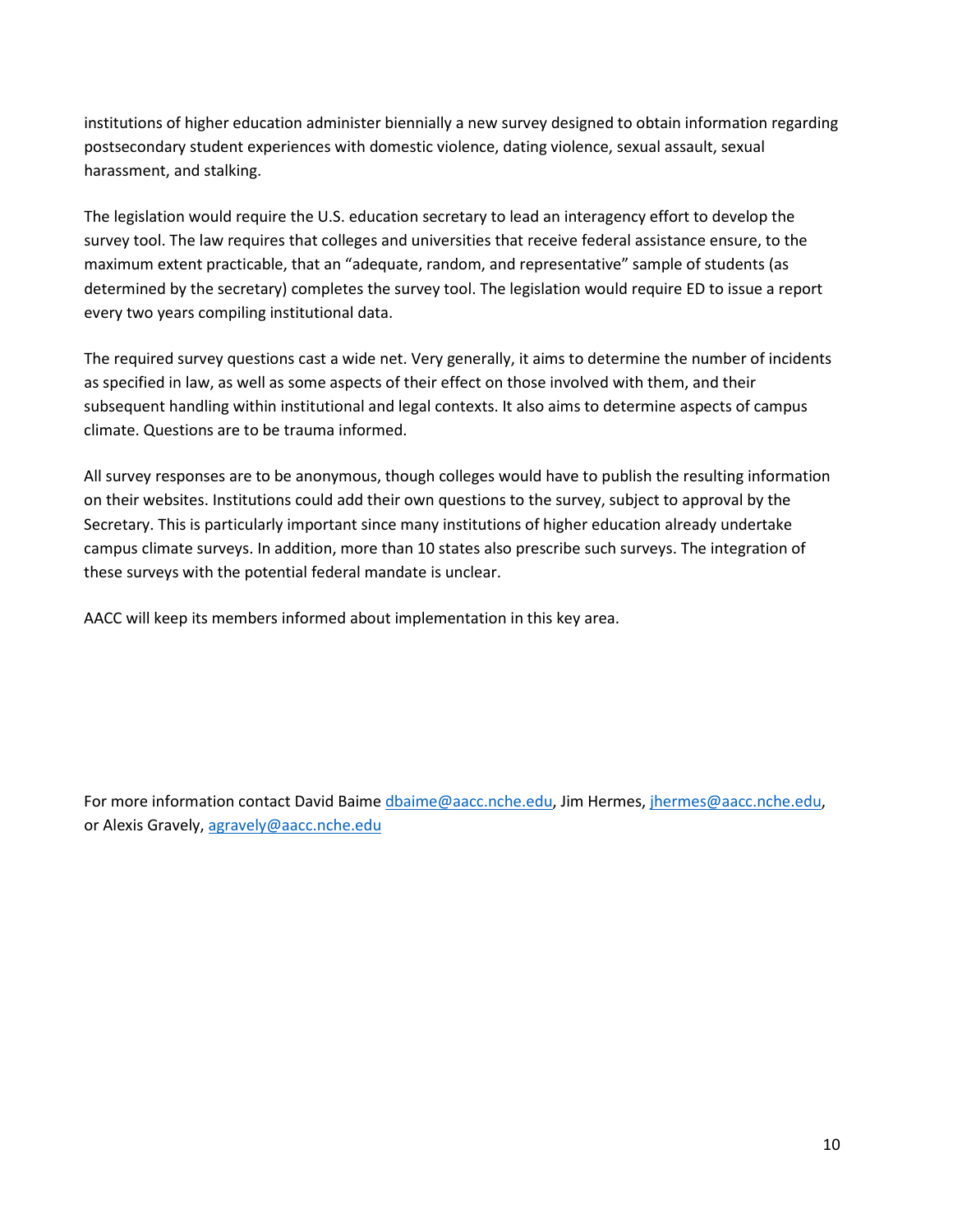institutions of higher education administer biennially a new survey designed to obtain information regarding postsecondary student experiences with domestic violence, dating violence, sexual assault, sexual harassment, and stalking.

The legislation would require the U.S. education secretary to lead an interagency effort to develop the survey tool. The law requires that colleges and universities that receive federal assistance ensure, to the maximum extent practicable, that an "adequate, random, and representative" sample of students (as determined by the secretary) completes the survey tool. The legislation would require ED to issue a report every two years compiling institutional data.

The required survey questions cast a wide net. Very generally, it aims to determine the number of incidents as specified in law, as well as some aspects of their effect on those involved with them, and their subsequent handling within institutional and legal contexts. It also aims to determine aspects of campus climate. Questions are to be trauma informed.

All survey responses are to be anonymous, though colleges would have to publish the resulting information on their websites. Institutions could add their own questions to the survey, subject to approval by the Secretary. This is particularly important since many institutions of higher education already undertake campus climate surveys. In addition, more than 10 states also prescribe such surveys. The integration of these surveys with the potential federal mandate is unclear.

AACC will keep its members informed about implementation in this key area.

For more information contact David Baime [dbaime@aacc.nche.edu](mailto:dbaime@aacc.nche.edu), Jim Hermes, [jhermes@aacc.nche.edu](mailto:jhermes@aacc.nche.edu), or Alexis Gravely, [agravely@aacc.nche.edu](mailto:agravely@aacc.nche.edu)